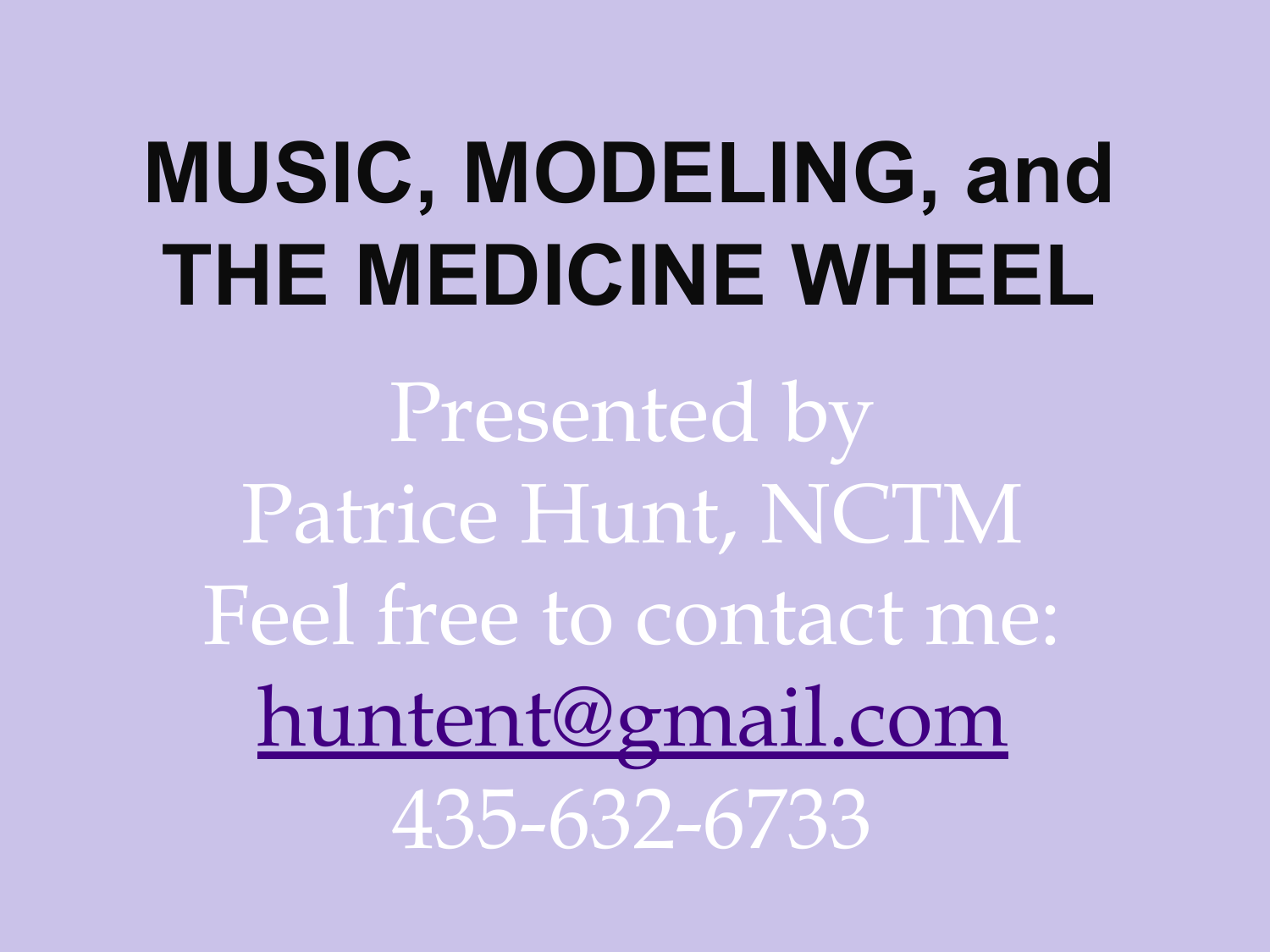# MUSIC, MODELING, and THE MEDICINE WHEEL

Presented by

Patrice Hunt, NCTM

Feel free to contact me:

huntent@gmail.com

435-632-6733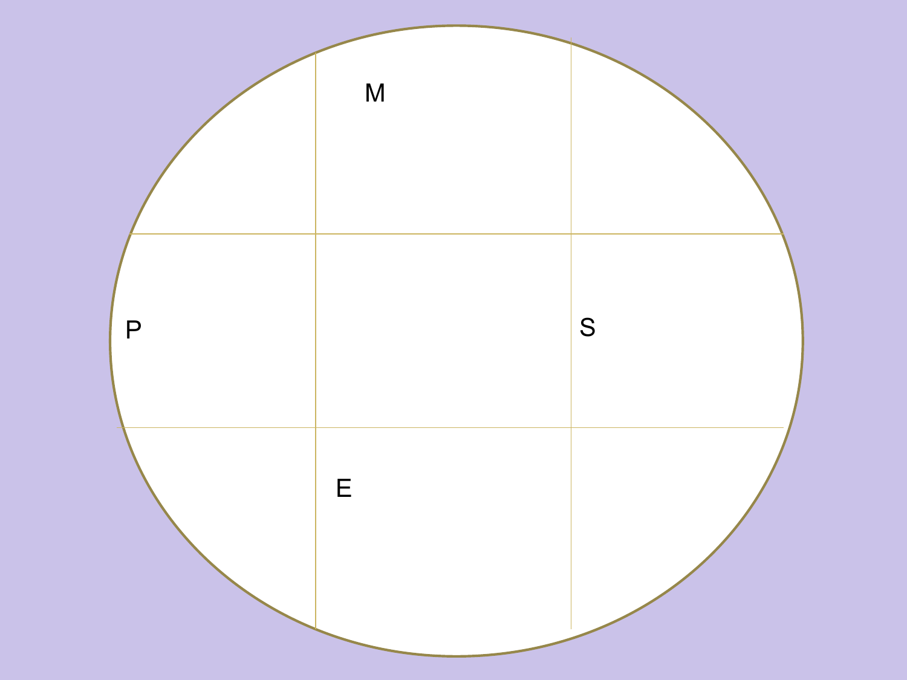M

P

S

E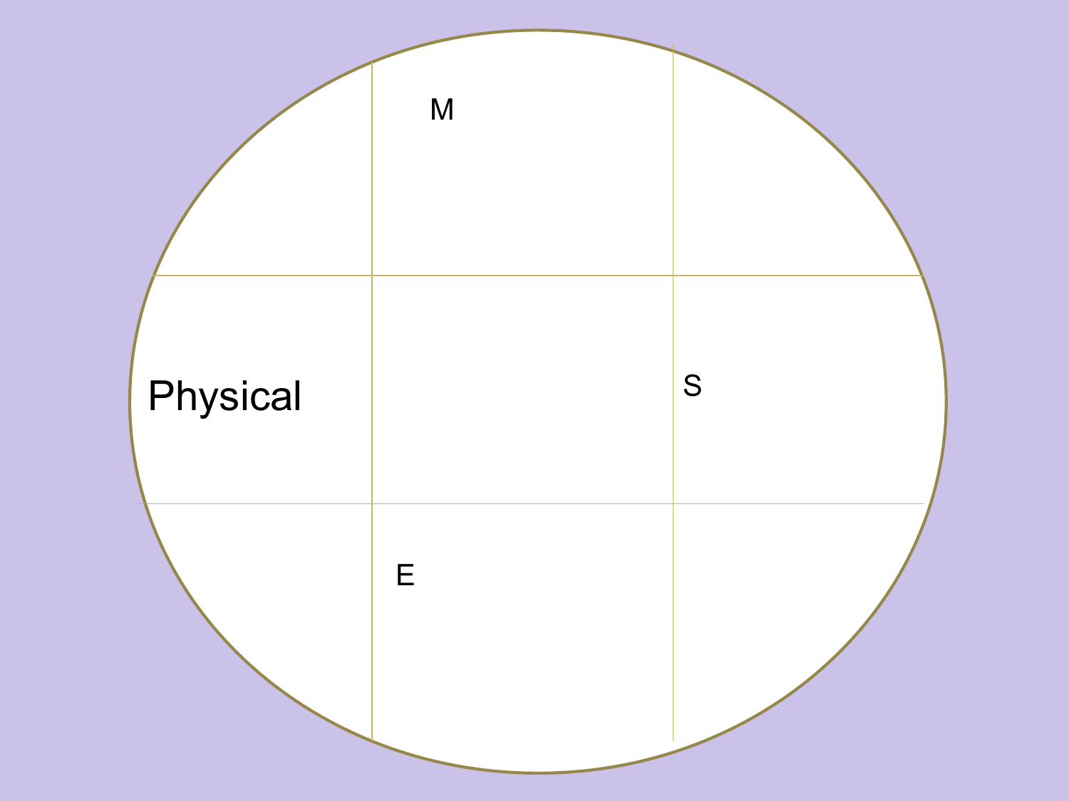M

Physical

S

E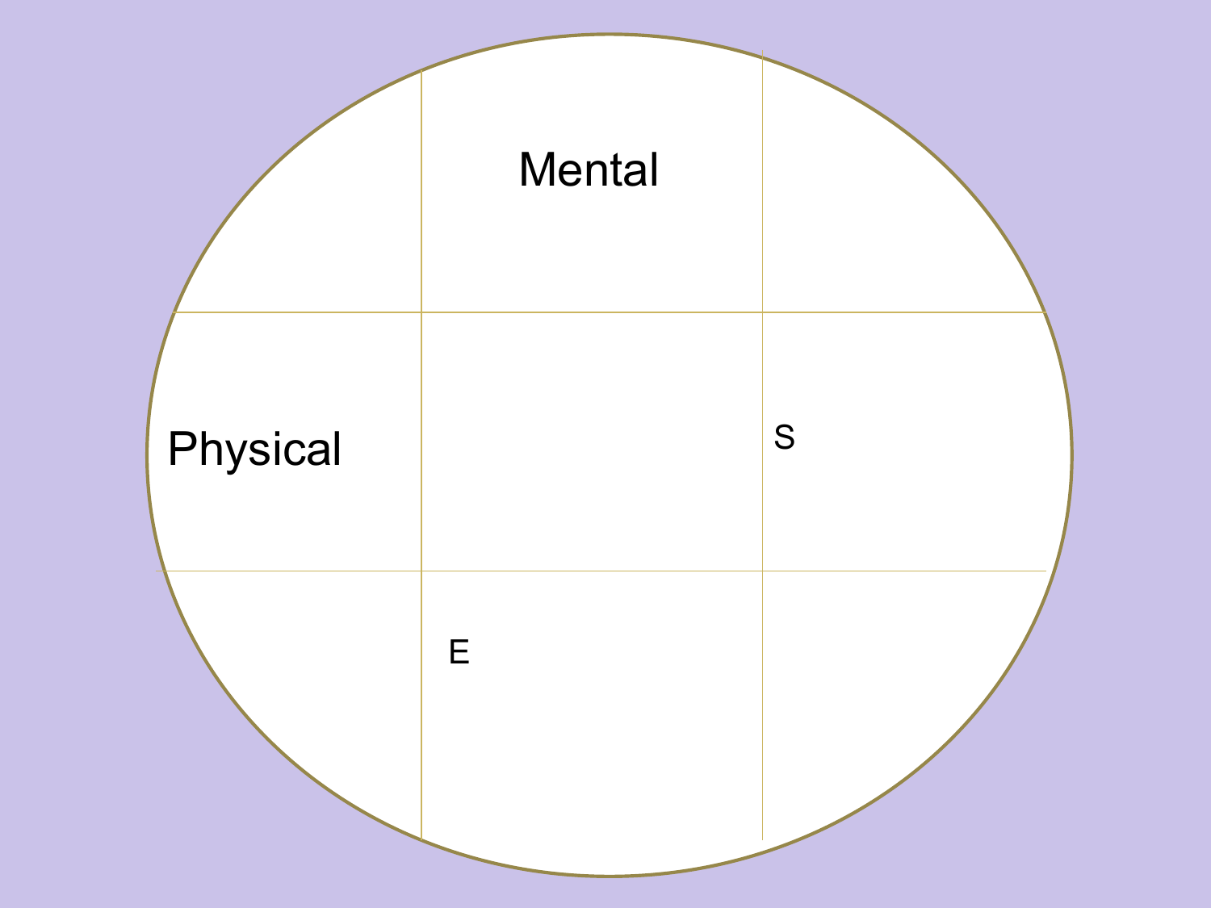Mental

Physical

S

E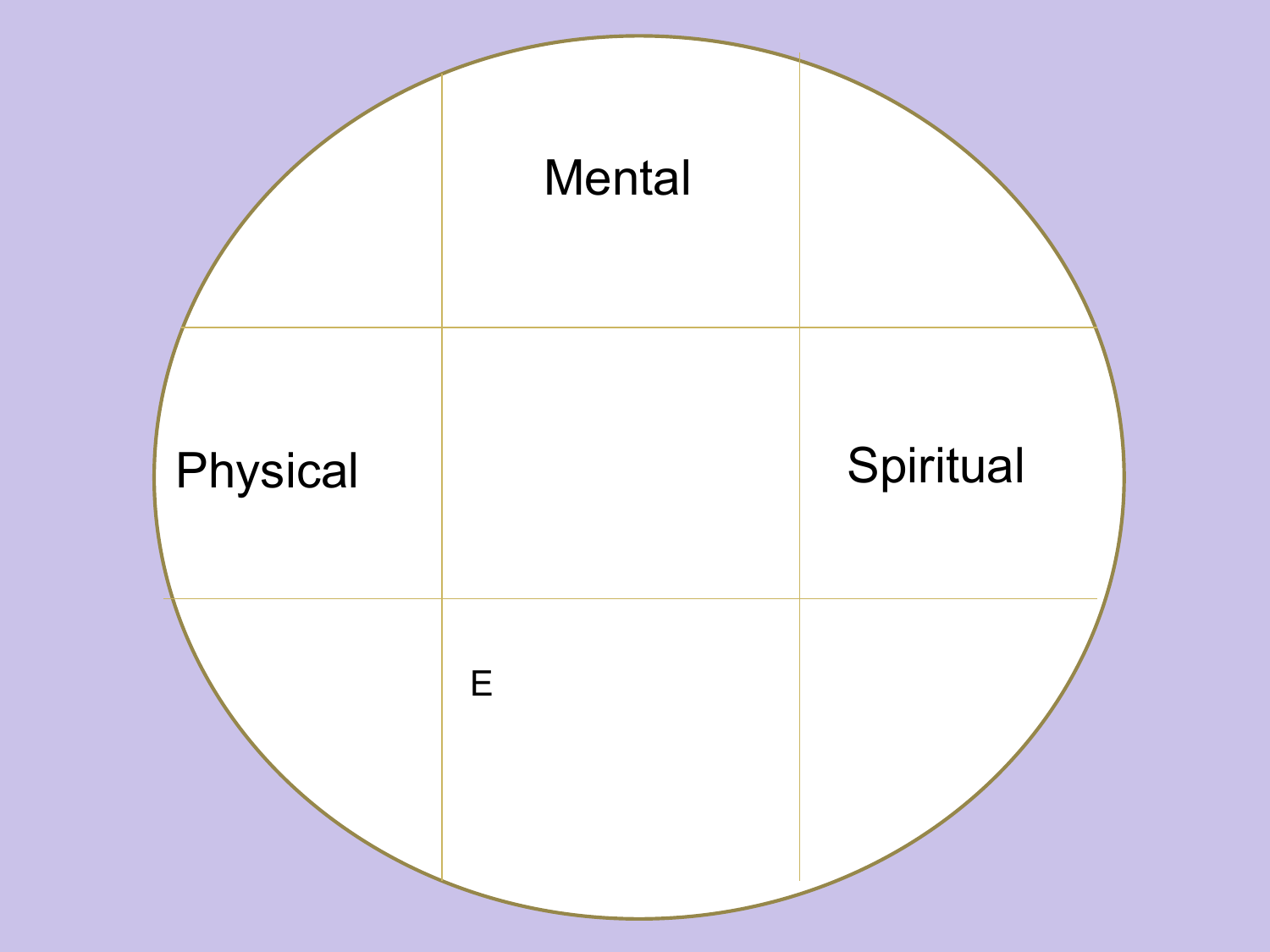Mental

Physical

Spiritual

E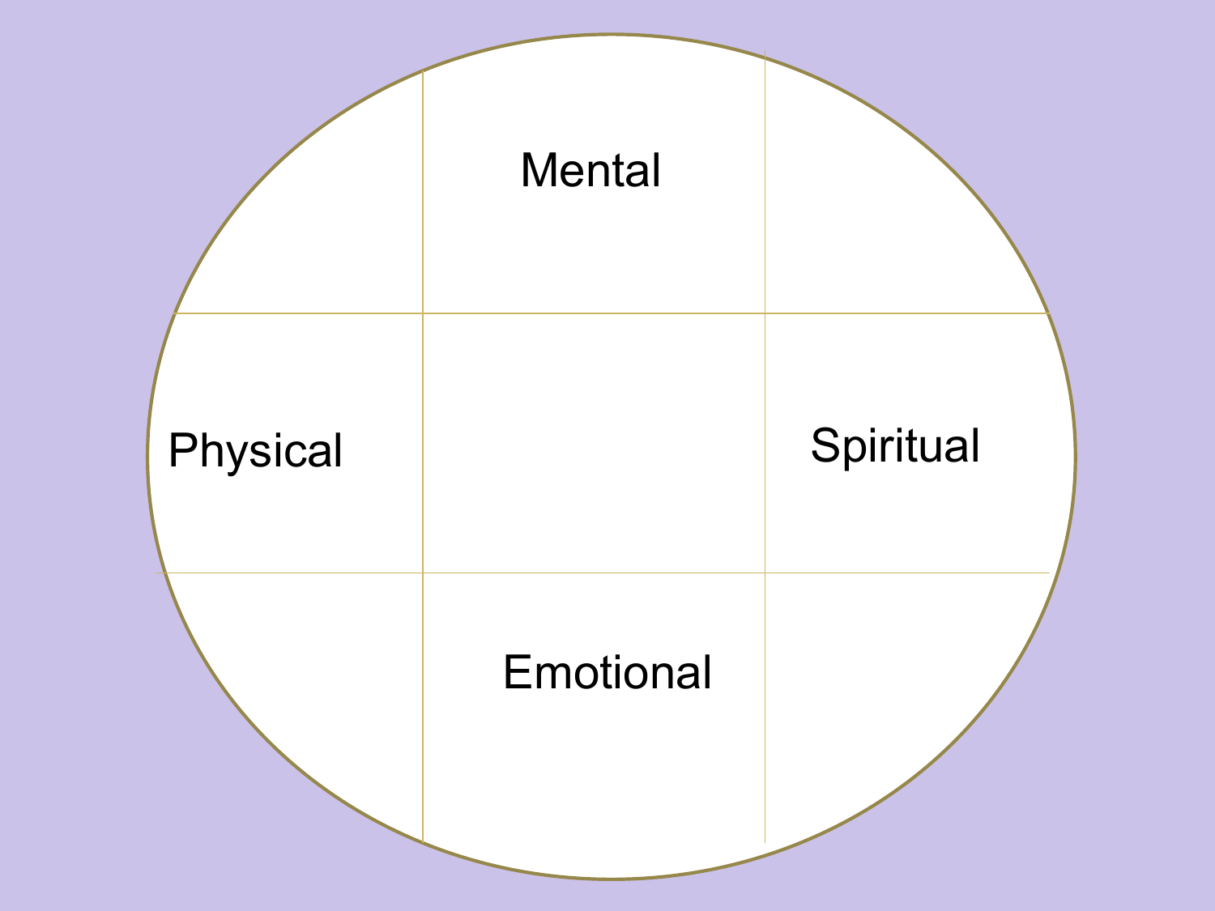Mental

Physical

Spiritual

Emotional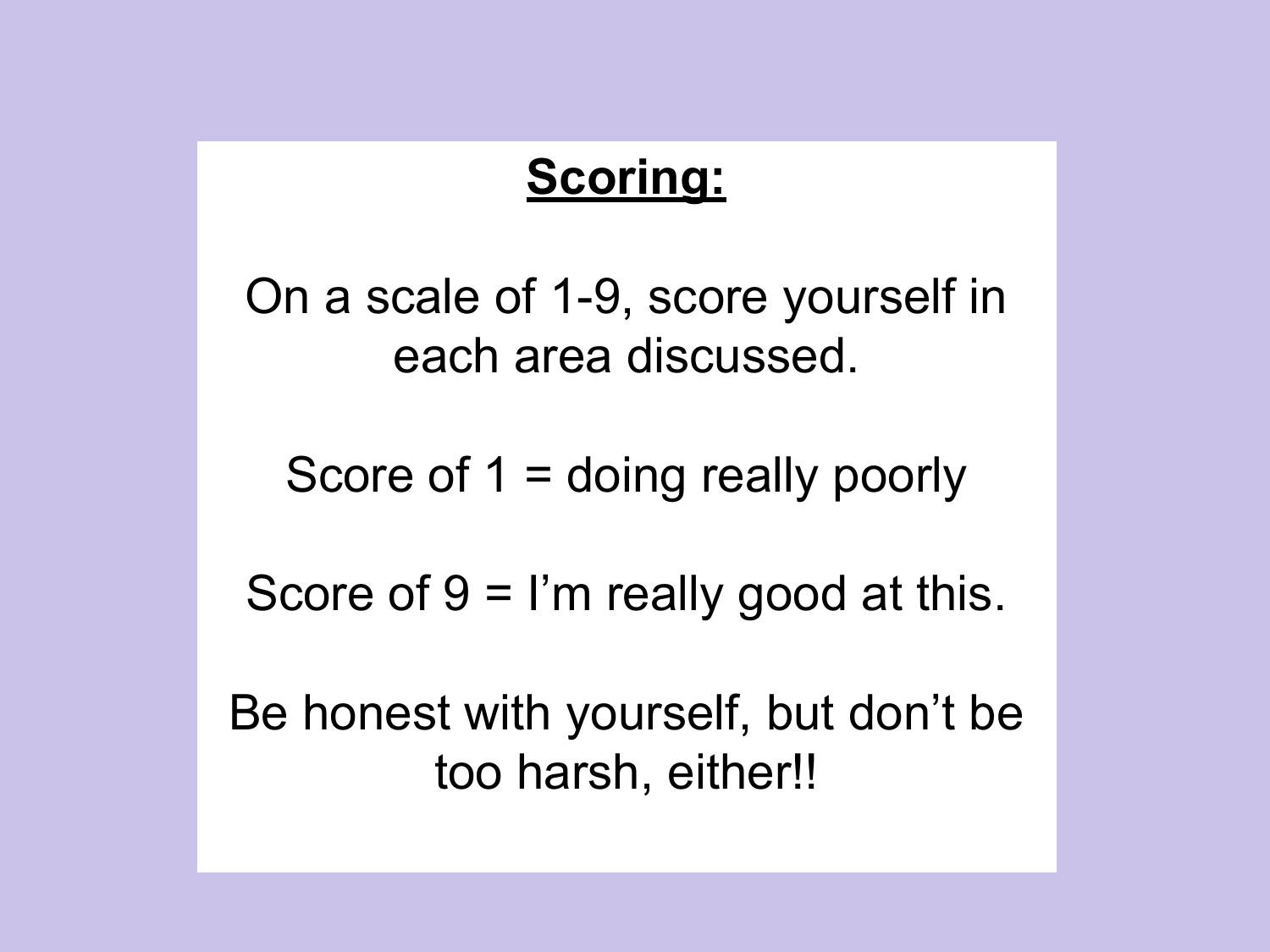# **Scoring:**

On a scale of 1-9, score yourself in each area discussed.

Score of 1 = doing really poorly

Score of 9 = I'm really good at this.

Be honest with yourself, but don't be too harsh, either!!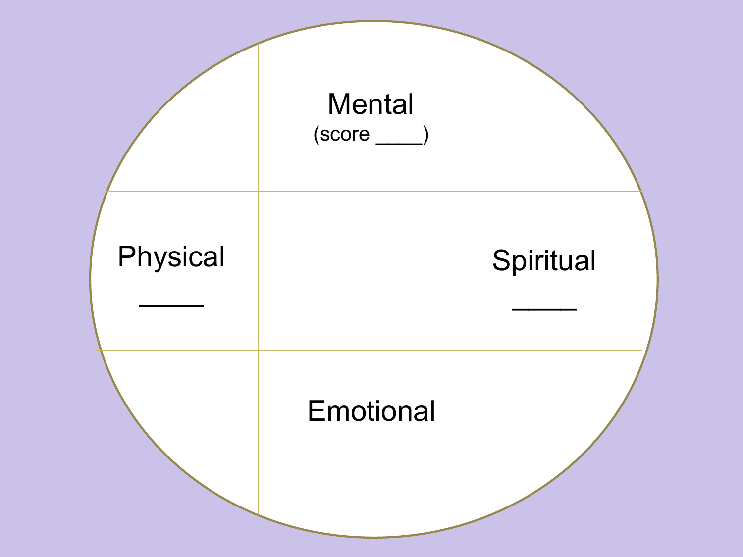Mental
(score ____)

Physical
_____

Spiritual
_____

Emotional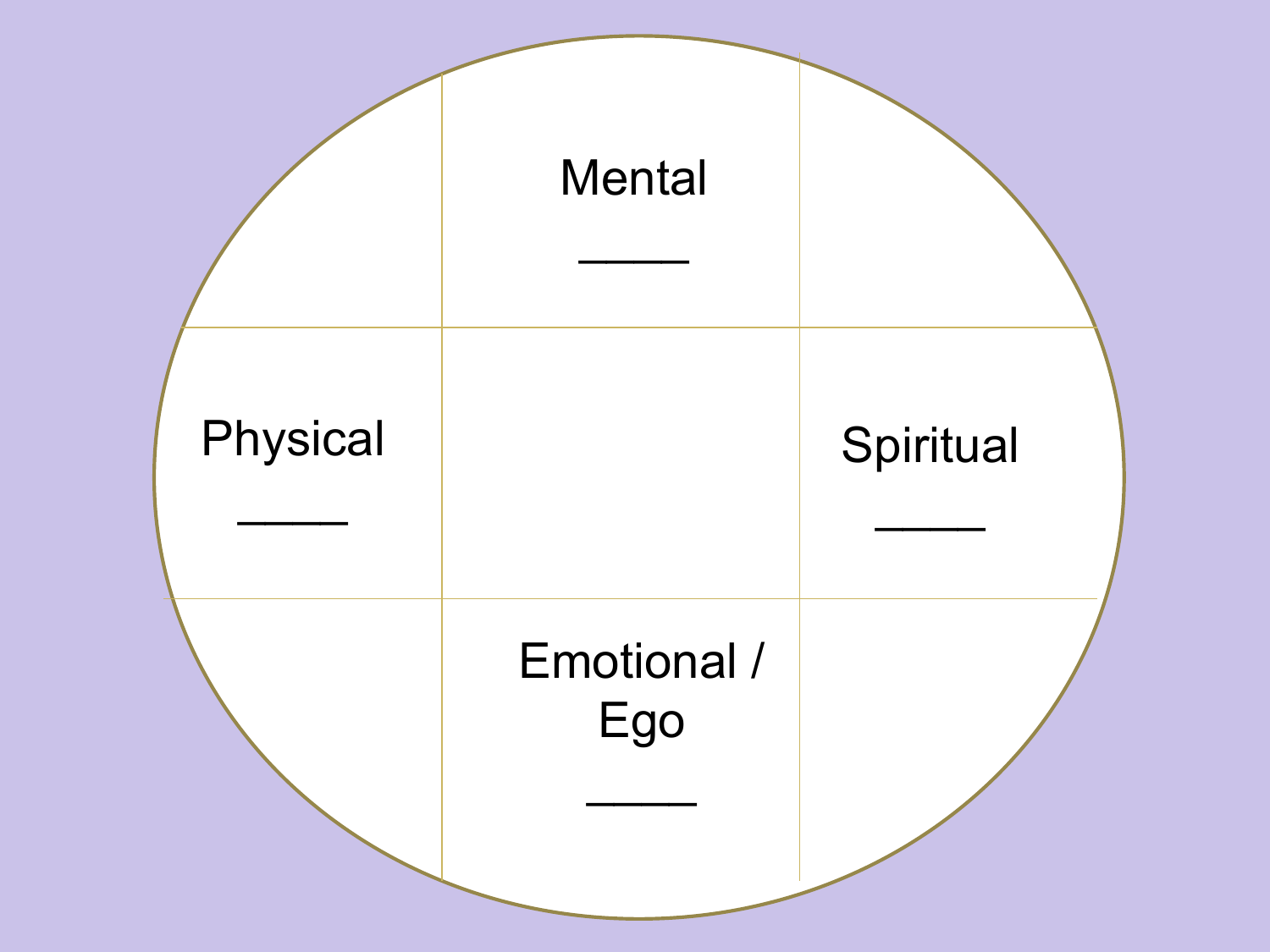Mental

_____

Physical

_____

Spiritual

_____

Emotional / Ego

_____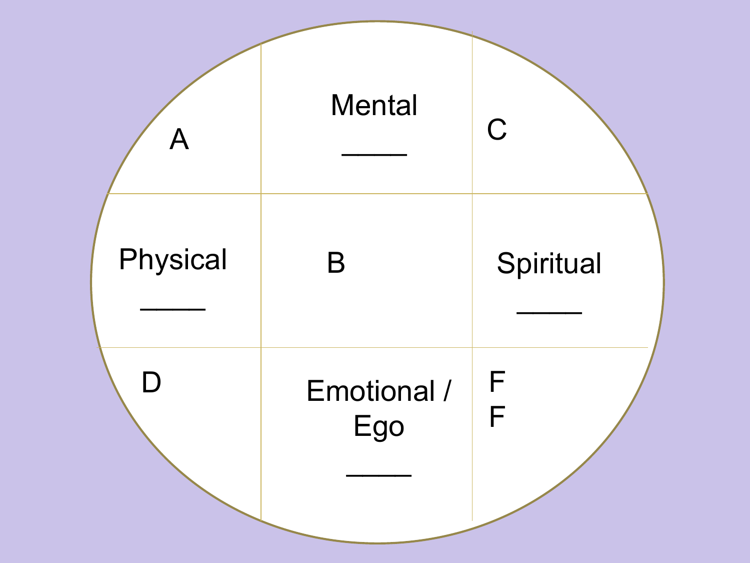| A | Mental<br>_____ | C |
| --- | --- | --- |
| Physical<br>_____ | B | Spiritual<br>_____ |
| D | Emotional / Ego<br>_____ | F<br>F |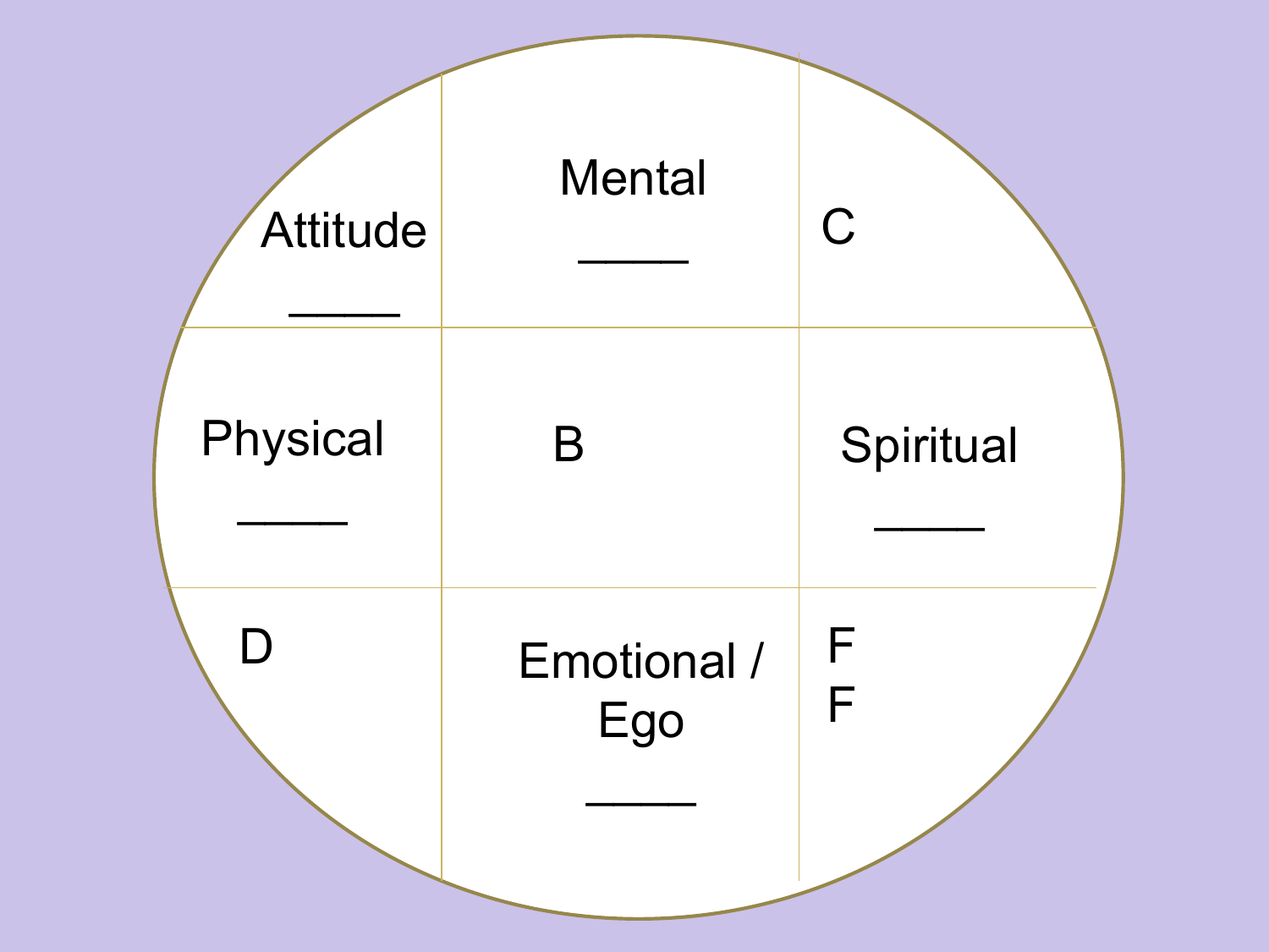| Attitude _____ | Mental _____ | C |
| --- | --- | --- |
| Physical _____ | B | Spiritual _____ |
| D | Emotional / Ego _____ | F<br>F |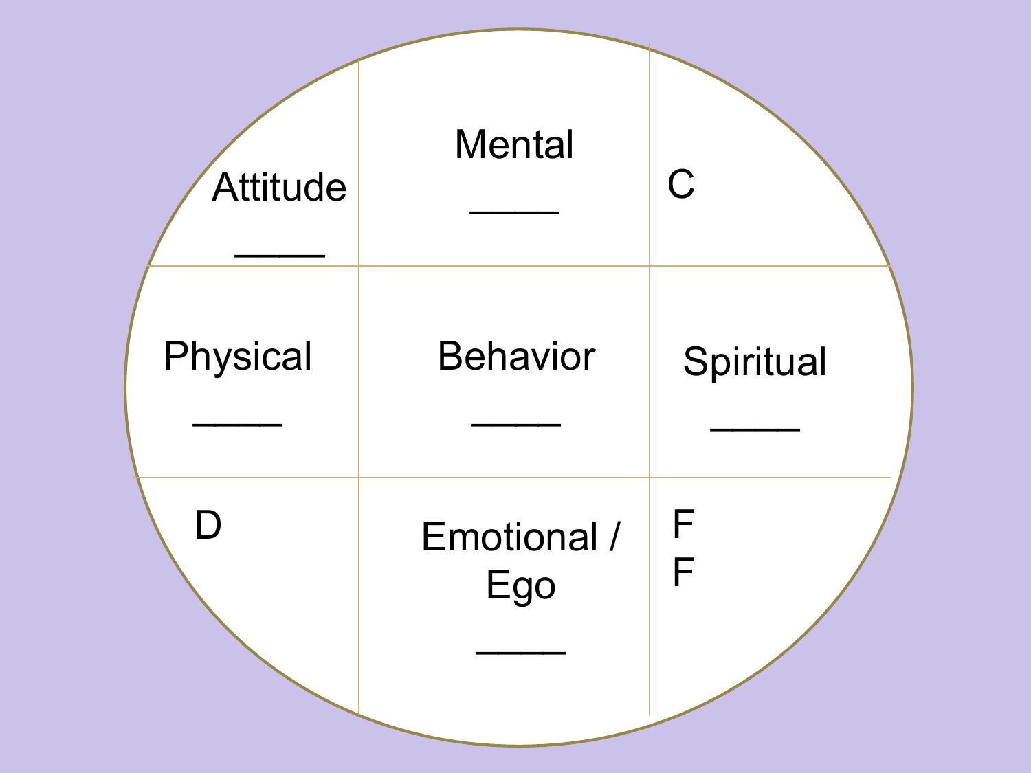| Attitude _____ | Mental _____ | C |
| --- | --- | --- |
| Physical _____ | Behavior _____ | Spiritual _____ |
| D | Emotional / Ego _____ | F<br>F |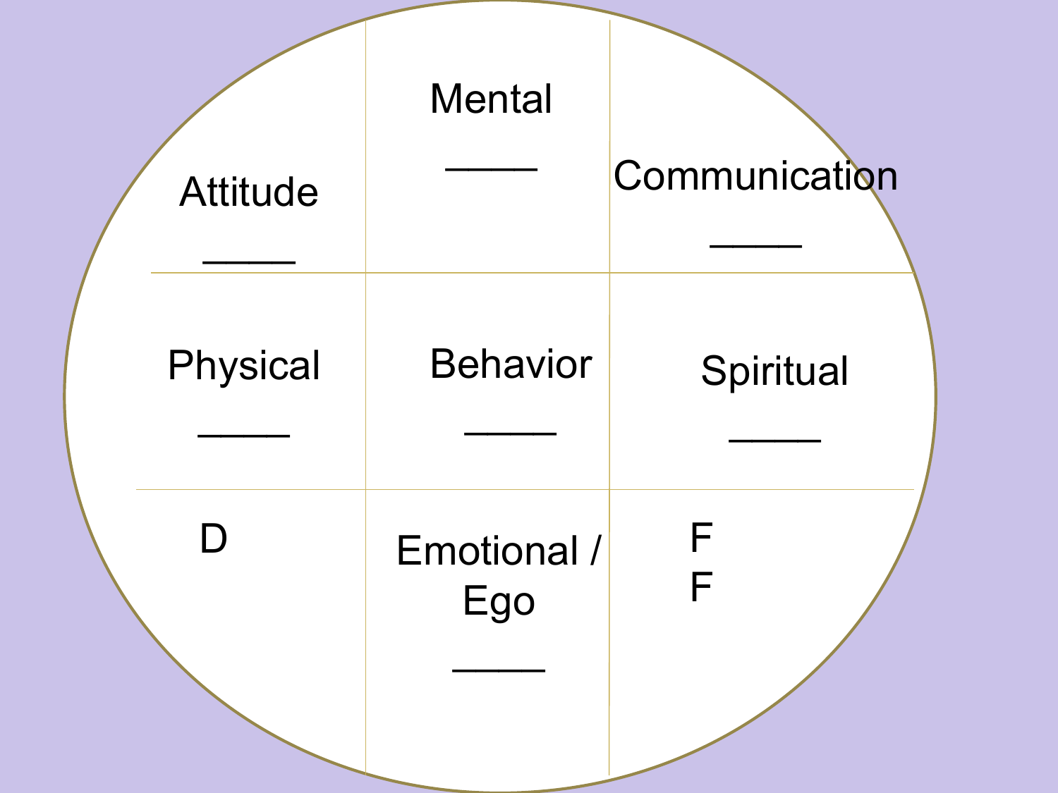| | | |
|---|---|---|
| Attitude<br>_____ | Mental<br>_____ | Communication<br>_____ |
| Physical<br>_____ | Behavior<br>_____ | Spiritual<br>_____ |
| D | Emotional / Ego<br>_____ | F<br>F |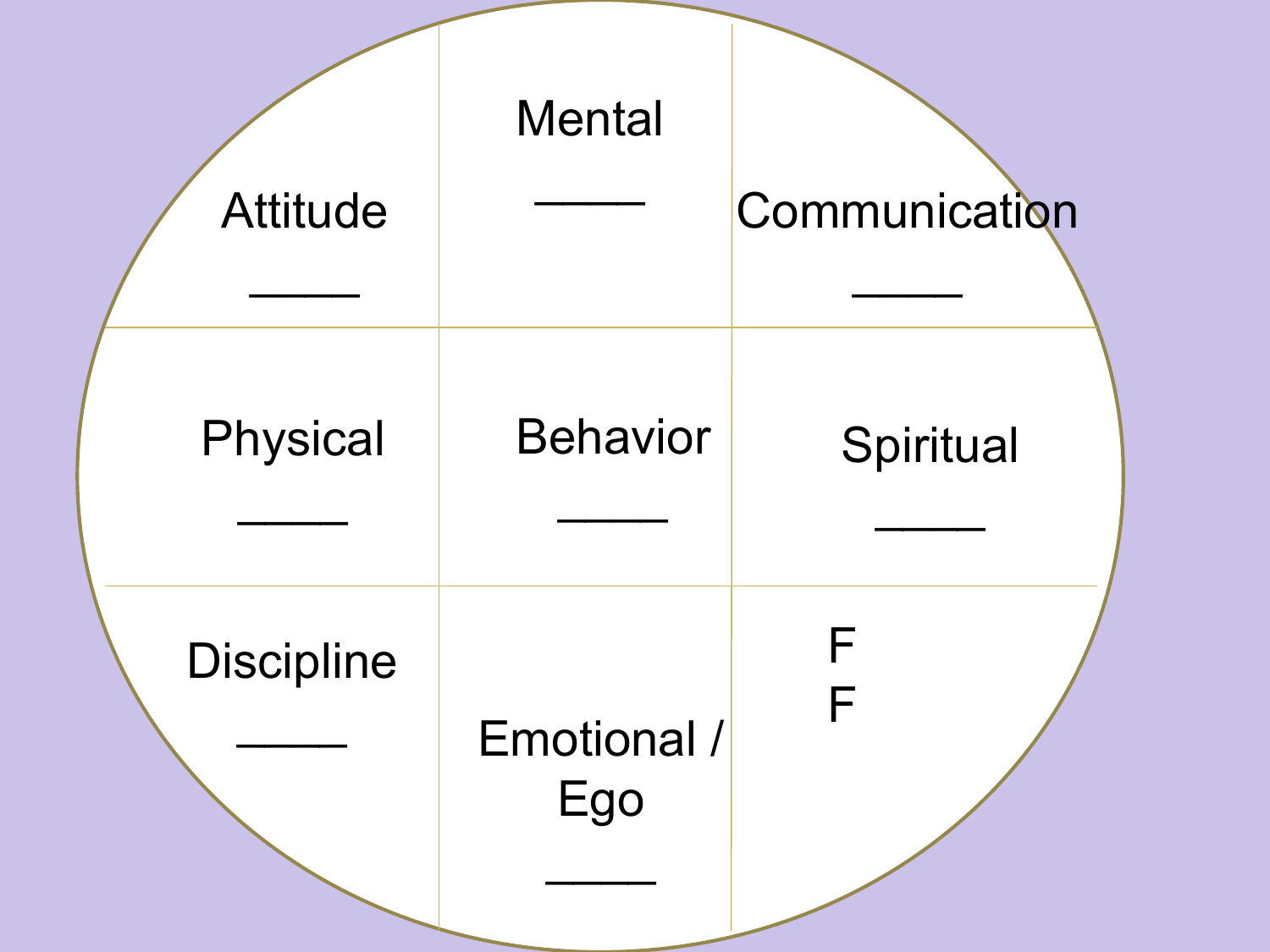| | | |
|---|---|---|
| Attitude _____ | Mental _____ | Communication _____ |
| Physical _____ | Behavior _____ | Spiritual _____ |
| Discipline _____ | Emotional / Ego _____ | F F |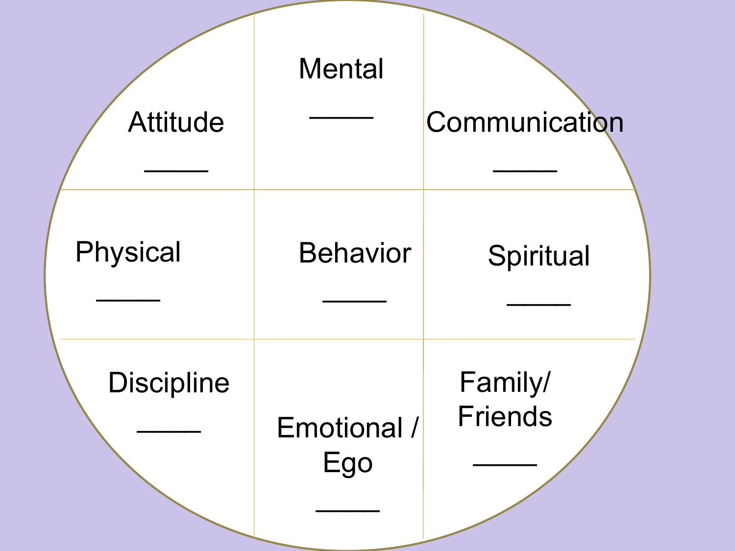| | | |
|---|---|---|
| Attitude _____ | Mental _____ | Communication _____ |
| Physical _____ | Behavior _____ | Spiritual _____ |
| Discipline _____ | Emotional / Ego _____ | Family/ Friends _____ |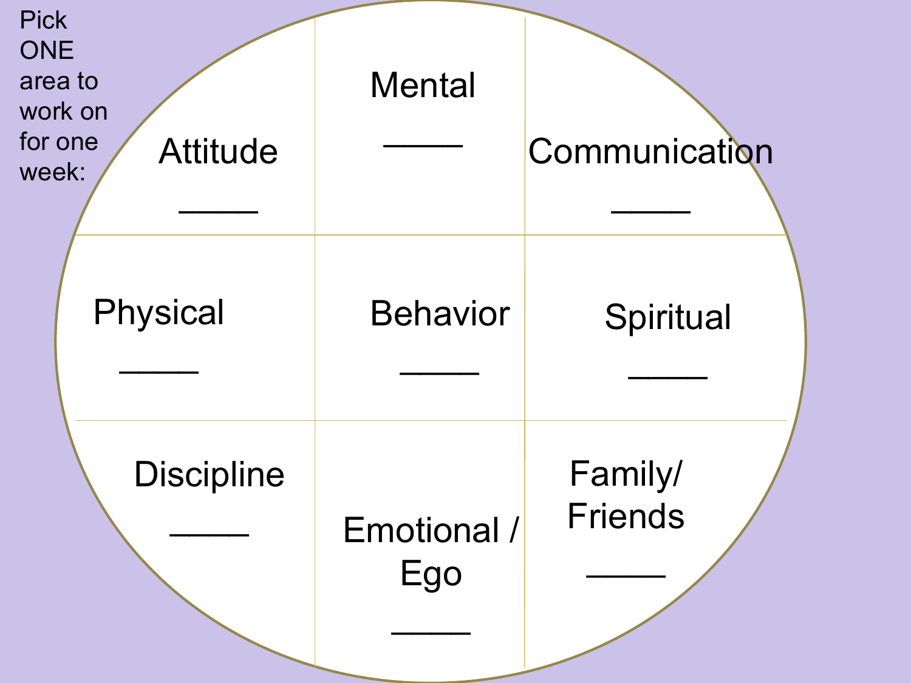Pick ONE area to work on for one week:

| | | |
|---|---|---|
| Attitude ____ | Mental ____ | Communication ____ |
| Physical ____ | Behavior ____ | Spiritual ____ |
| Discipline ____ | Emotional / Ego ____ | Family/ Friends ____ |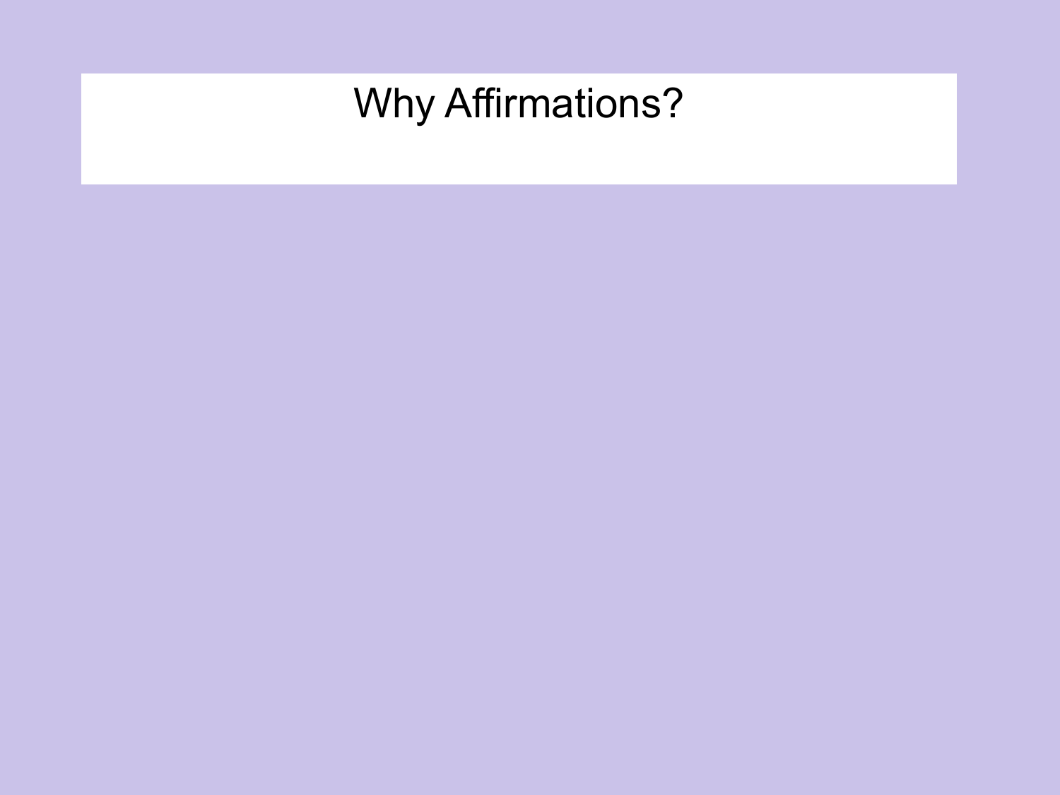# Why Affirmations?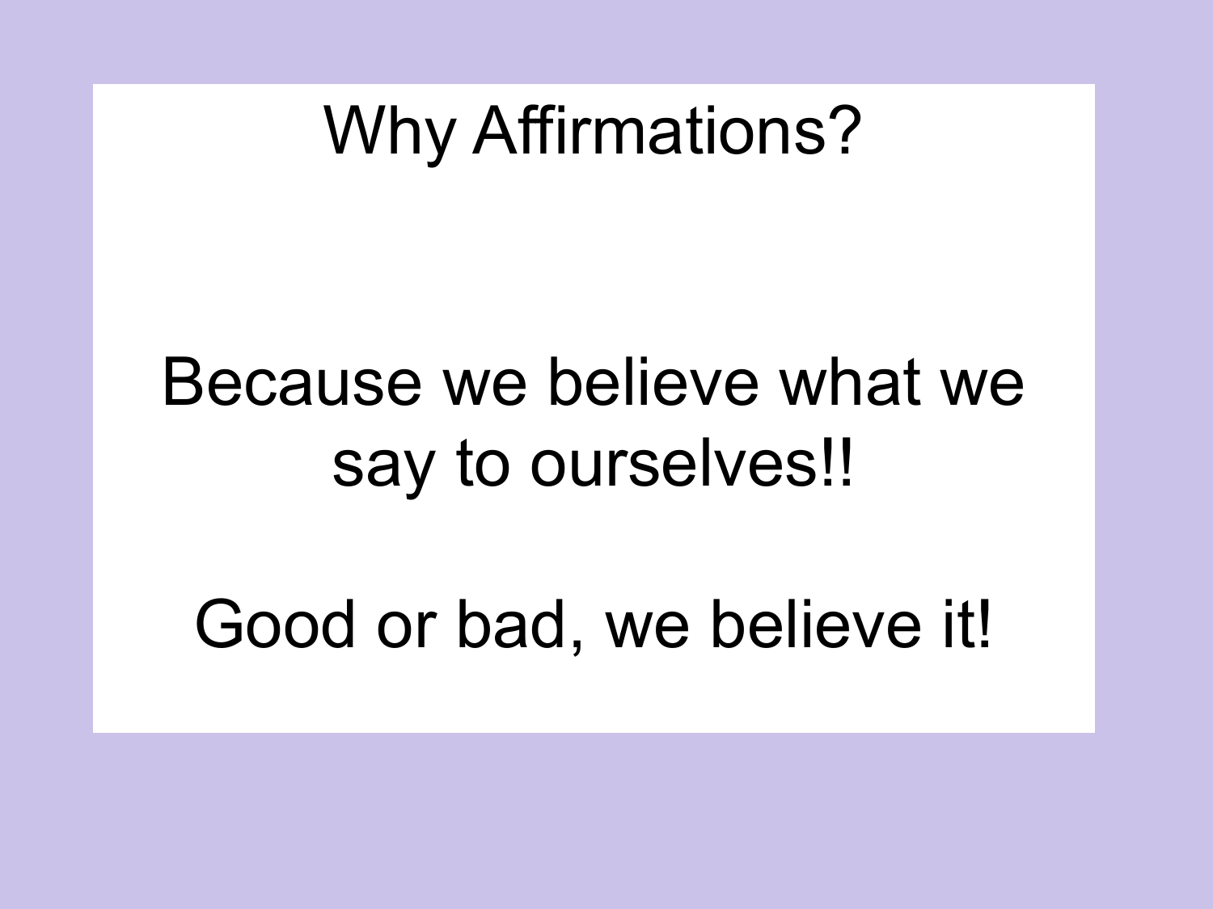# Why Affirmations?

Because we believe what we say to ourselves!!

Good or bad, we believe it!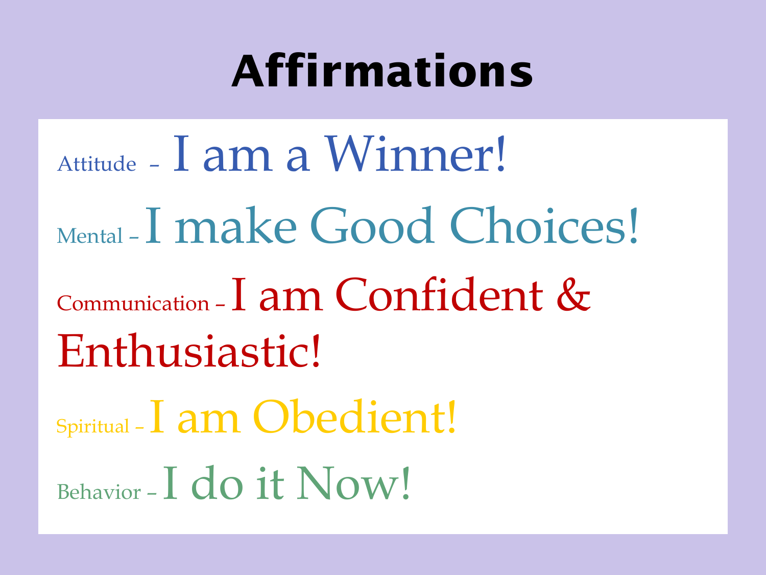# Affirmations

Attitude – I am a Winner!

Mental – I make Good Choices!

Communication – I am Confident & Enthusiastic!

Spiritual – I am Obedient!

Behavior – I do it Now!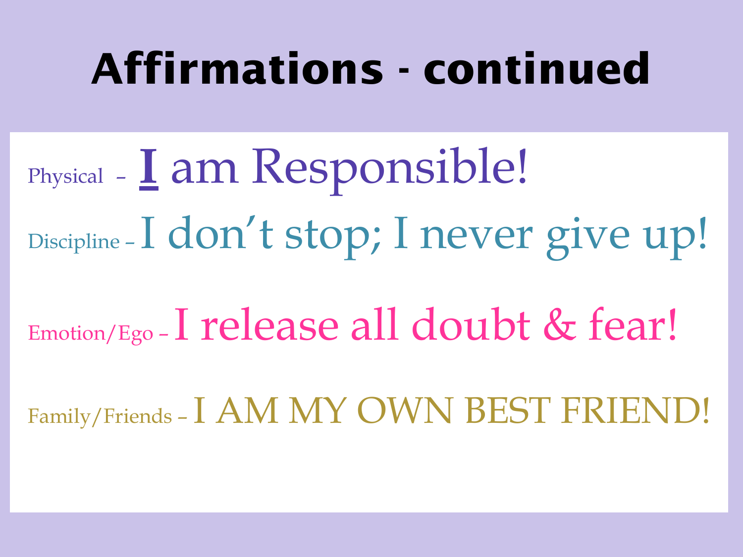# Affirmations - continued

Physical – <u>I</u> am Responsible!

Discipline – I don't stop; I never give up!

Emotion/Ego – I release all doubt & fear!

Family/Friends – I AM MY OWN BEST FRIEND!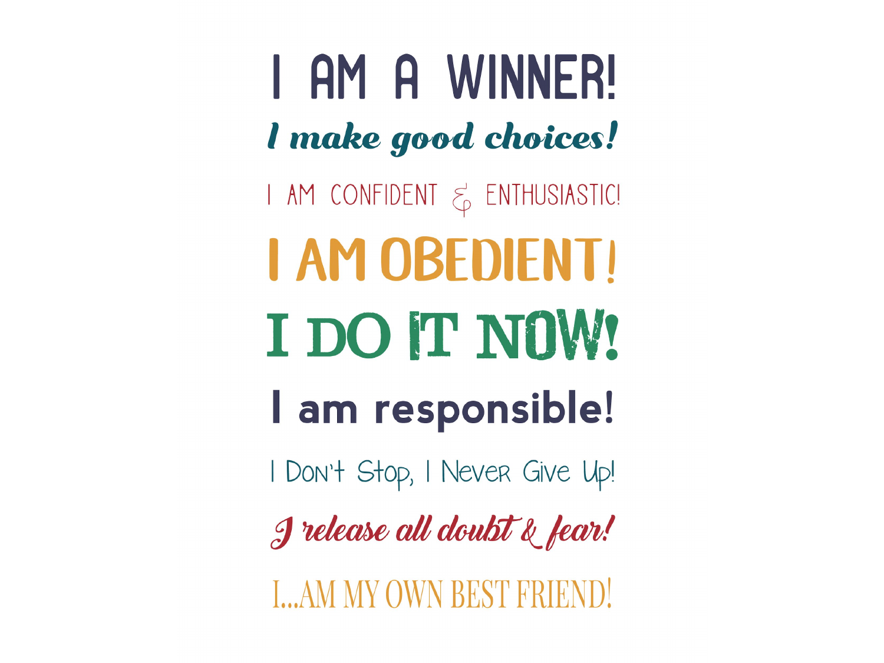I AM A WINNER!

*I make good choices!*

I AM CONFIDENT & ENTHUSIASTIC!

I AM OBEDIENT!

I DO IT NOW!

I am responsible!

I Don't Stop, I Never Give Up!

*I release all doubt & fear!*

I...AM MY OWN BEST FRIEND!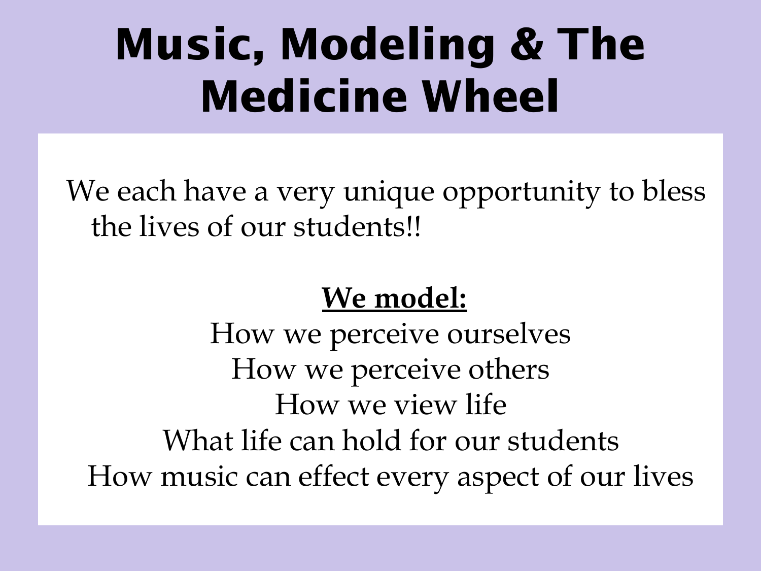# Music, Modeling & The Medicine Wheel

We each have a very unique opportunity to bless the lives of our students!!

**We model:**

How we perceive ourselves
How we perceive others
How we view life
What life can hold for our students
How music can effect every aspect of our lives